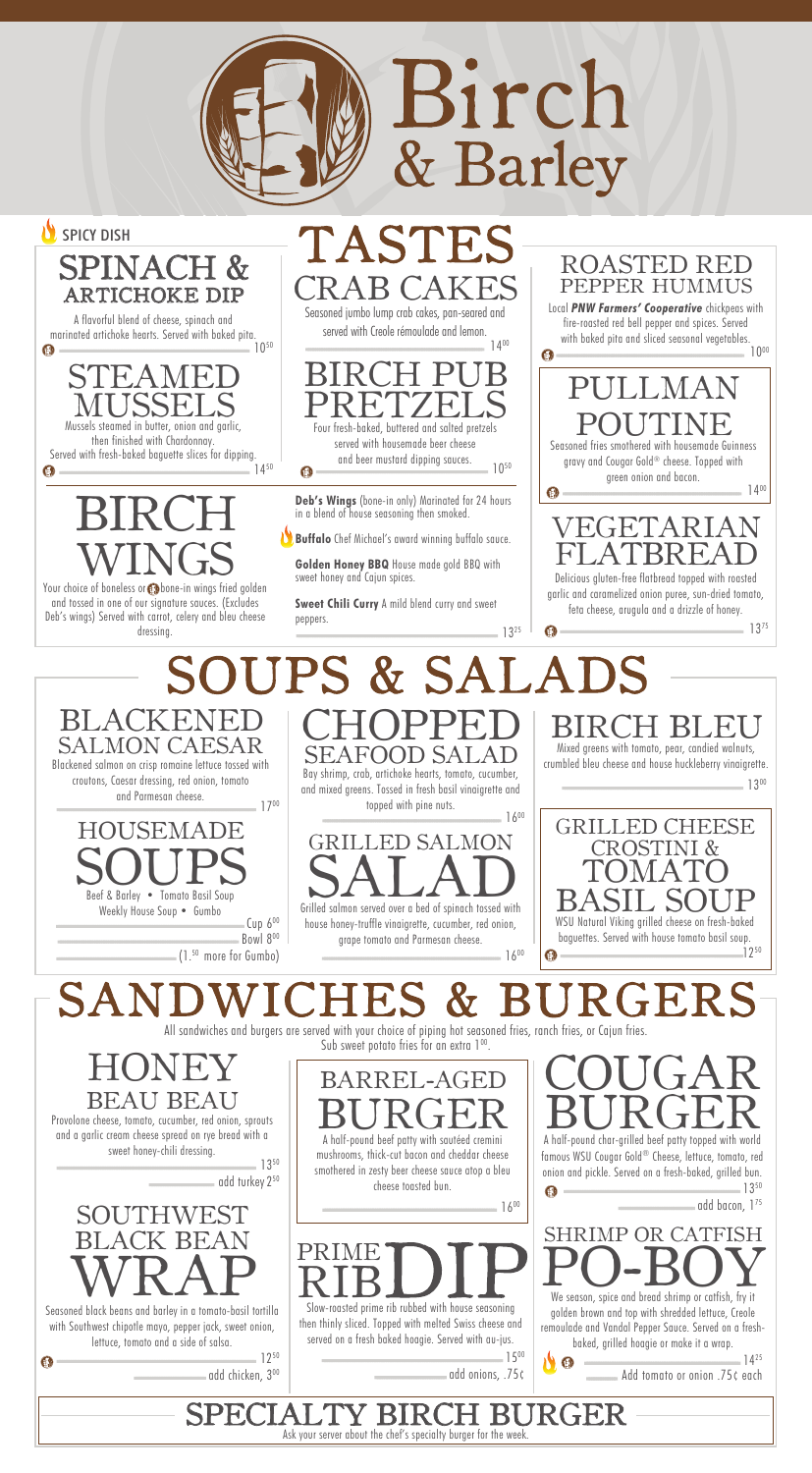# Birch & Barley

SPICY DISH

## TASTES

### SPINACH & ARTICHOKE DIP

A flavorful blend of cheese, spinach and marinated artichoke hearts. Served with baked pita.

10.50

### STEAMED MUSSELS

Mussels steamed in butter, onion and garlic, then finished with Chardonnay. Served with fresh-baked baguette slices for dipping.

14.50

### CRAB CAKES

Seasoned jumbo lump crab cakes, pan-seared and served with Creole rémoulade and lemon.

14.00

### BIRCH PUB PRETZELS

Four fresh-baked, buttered and salted pretzels served with housemade beer cheese and beer mustard dipping sauces.

10.50

### ROASTED RED PEPPER HUMMUS

Local ***PNW Farmers' Cooperative*** chickpeas with fire-roasted red bell pepper and spices. Served with baked pita and sliced seasonal vegetables.

10.00

### PULLMAN POUTINE

Seasoned fries smothered with housemade Guinness gravy and Cougar Gold® cheese. Topped with green onion and bacon.

14.00

### BIRCH WINGS

Your choice of boneless or bone-in wings fried golden and tossed in one of our signature sauces. (Excludes Deb's wings) Served with carrot, celery and bleu cheese dressing.

**Deb's Wings** (bone-in only) Marinated for 24 hours in a blend of house seasoning then smoked.

**Buffalo** Chef Michael's award winning buffalo sauce.

**Golden Honey BBQ** House made gold BBQ with sweet honey and Cajun spices.

**Sweet Chili Curry** A mild blend curry and sweet peppers.

13.25

### VEGETARIAN FLATBREAD

Delicious gluten-free flatbread topped with roasted garlic and caramelized onion puree, sun-dried tomato, feta cheese, arugula and a drizzle of honey.

13.75

## SOUPS & SALADS

### BLACKENED SALMON CAESAR

Blackened salmon on crisp romaine lettuce tossed with croutons, Caesar dressing, red onion, tomato and Parmesan cheese.

17.00

### HOUSEMADE SOUPS

Beef & Barley • Tomato Basil Soup
Weekly House Soup • Gumbo

Cup 6.00
Bowl 8.00
(1.50 more for Gumbo)

### CHOPPED SEAFOOD SALAD

Bay shrimp, crab, artichoke hearts, tomato, cucumber, and mixed greens. Tossed in fresh basil vinaigrette and topped with pine nuts.

16.00

### GRILLED SALMON SALAD

Grilled salmon served over a bed of spinach tossed with house honey-truffle vinaigrette, cucumber, red onion, grape tomato and Parmesan cheese.

16.00

### BIRCH BLEU

Mixed greens with tomato, pear, candied walnuts, crumbled bleu cheese and house huckleberry vinaigrette.

13.00

### GRILLED CHEESE CROSTINI & TOMATO BASIL SOUP

WSU Natural Viking grilled cheese on fresh-baked baguettes. Served with house tomato basil soup.

12.50

## SANDWICHES & BURGERS

All sandwiches and burgers are served with your choice of piping hot seasoned fries, ranch fries, or Cajun fries. Sub sweet potato fries for an extra 1.00.

### HONEY BEAU BEAU

Provolone cheese, tomato, cucumber, red onion, sprouts and a garlic cream cheese spread on rye bread with a sweet honey-chili dressing.

13.50
add turkey 2.50

### SOUTHWEST BLACK BEAN WRAP

Seasoned black beans and barley in a tomato-basil tortilla with Southwest chipotle mayo, pepper jack, sweet onion, lettuce, tomato and a side of salsa.

12.50
add chicken, 3.00

### BARREL-AGED BURGER

A half-pound beef patty with sautéed cremini mushrooms, thick-cut bacon and cheddar cheese smothered in zesty beer cheese sauce atop a bleu cheese toasted bun.

16.00

### PRIME RIB DIP

Slow-roasted prime rib rubbed with house seasoning then thinly sliced. Topped with melted Swiss cheese and served on a fresh baked hoagie. Served with au-jus.

15.00
add onions, .75¢

### COUGAR BURGER

A half-pound char-grilled beef patty topped with world famous WSU Cougar Gold® Cheese, lettuce, tomato, red onion and pickle. Served on a fresh-baked, grilled bun.

13.50
add bacon, 1.75

### SHRIMP OR CATFISH PO-BOY

We season, spice and bread shrimp or catfish, fry it golden brown and top with shredded lettuce, Creole remoulade and Vandal Pepper Sauce. Served on a fresh-baked, grilled hoagie or make it a wrap.

14.25
Add tomato or onion .75¢ each

## SPECIALTY BIRCH BURGER

Ask your server about the chef's specialty burger for the week.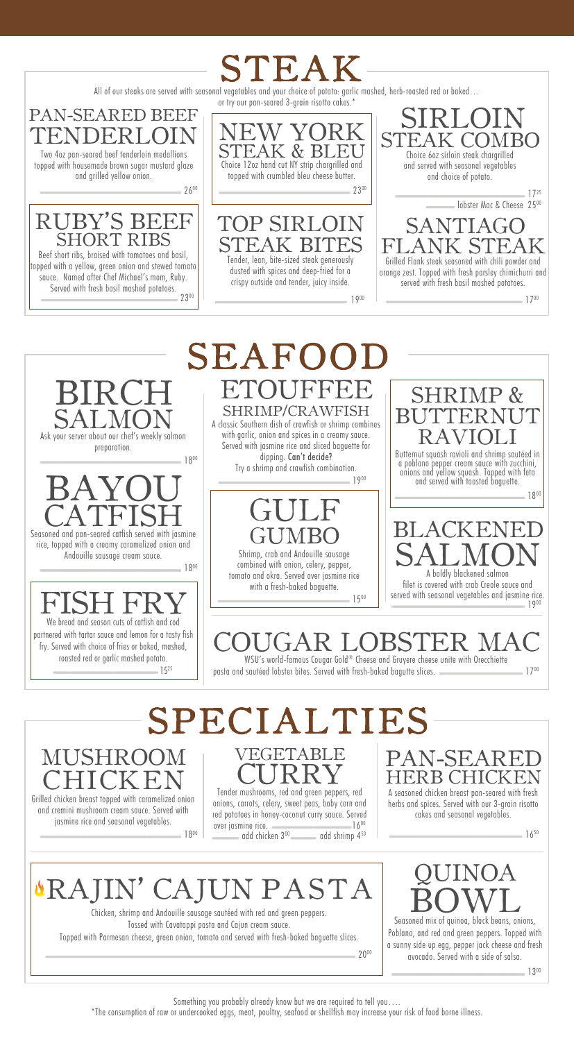# STEAK

All of our steaks are served with seasonal vegetables and your choice of potato: garlic mashed, herb-roasted red or baked… or try our pan-seared 3-grain risotto cakes.*

## PAN-SEARED BEEF TENDERLOIN

Two 4oz pan-seared beef tenderloin medallions topped with housemade brown sugar mustard glaze and grilled yellow onion.

26.00

## RUBY'S BEEF SHORT RIBS

Beef short ribs, braised with tomatoes and basil, topped with a yellow, green onion and stewed tomato sauce. Named after Chef Michael's mom, Ruby. Served with fresh basil mashed potatoes.

23.00

## NEW YORK STEAK & BLEU

Choice 12oz hand cut NY strip chargrilled and topped with crumbled bleu cheese butter.

23.00

## TOP SIRLOIN STEAK BITES

Tender, lean, bite-sized steak generously dusted with spices and deep-fried for a crispy outside and tender, juicy inside.

19.00

## SIRLOIN STEAK COMBO

Choice 6oz sirloin steak chargrilled and served with seasonal vegetables and choice of potato.

17.25

lobster Mac & Cheese 25.00

## SANTIAGO FLANK STEAK

Grilled Flank steak seasoned with chili powder and orange zest. Topped with fresh parsley chimichurri and served with fresh basil mashed potatoes.

17.00

# SEAFOOD

## BIRCH SALMON

Ask your server about our chef's weekly salmon preparation.

18.00

## BAYOU CATFISH

Seasoned and pan-seared catfish served with jasmine rice, topped with a creamy caramelized onion and Andouille sausage cream sauce.

18.00

## FISH FRY

We bread and season cuts of catfish and cod partnered with tartar sauce and lemon for a tasty fish fry. Served with choice of fries or baked, mashed, roasted red or garlic mashed potato.

15.25

## ETOUFFEE

### SHRIMP/CRAWFISH

A classic Southern dish of crawfish or shrimp combines with garlic, onion and spices in a creamy sauce. Served with jasmine rice and sliced baguette for dipping. **Can't decide?** Try a shrimp and crawfish combination.

19.00

## GULF GUMBO

Shrimp, crab and Andouille sausage combined with onion, celery, pepper, tomato and okra. Served over jasmine rice with a fresh-baked baguette.

15.00

## SHRIMP & BUTTERNUT RAVIOLI

Butternut squash ravioli and shrimp sautéed in a poblano pepper cream sauce with zucchini, onions and yellow squash. Topped with feta and served with toasted baguette.

18.00

## BLACKENED SALMON

A boldly blackened salmon filet is covered with crab Creole sauce and served with seasonal vegetables and jasmine rice.

19.00

## COUGAR LOBSTER MAC

WSU's world-famous Cougar Gold® Cheese and Gruyere cheese unite with Orecchiette pasta and sautéed lobster bites. Served with fresh-baked bagutte slices.

17.00

# SPECIALTIES

## MUSHROOM CHICKEN

Grilled chicken breast topped with caramelized onion and cremini mushroom cream sauce. Served with jasmine rice and seasonal vegetables.

18.00

## VEGETABLE CURRY

Tender mushrooms, red and green peppers, red onions, carrots, celery, sweet peas, baby corn and red potatoes in honey-coconut curry sauce. Served over jasmine rice.

16.00

add chicken 3.00 add shrimp 4.50

## PAN-SEARED HERB CHICKEN

A seasoned chicken breast pan-seared with fresh herbs and spices. Served with our 3-grain risotto cakes and seasonal vegetables.

16.50

## RAJIN' CAJUN PASTA

Chicken, shrimp and Andouille sausage sautéed with red and green peppers. Tossed with Cavatappi pasta and Cajun cream sauce. Topped with Parmesan cheese, green onion, tomato and served with fresh-baked baguette slices.

20.00

## QUINOA BOWL

Seasoned mix of quinoa, black beans, onions, Poblano, and red and green peppers. Topped with a sunny side up egg, pepper jack cheese and fresh avocado. Served with a side of salsa.

13.00

Something you probably already know but we are required to tell you….
*The consumption of raw or undercooked eggs, meat, poultry, seafood or shellfish may increase your risk of food borne illness.